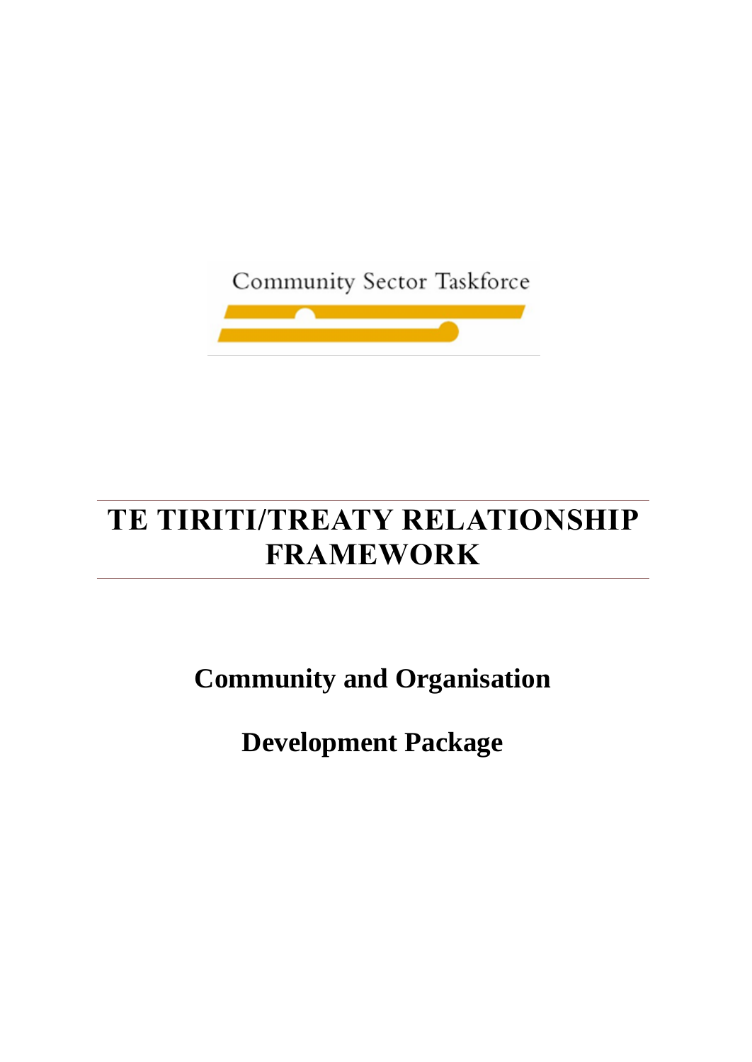Community Sector Taskforce

# TE TIRITI/TREATY RELATIONSHIP FRAMEWORK

## Community and Organisation

## Development Package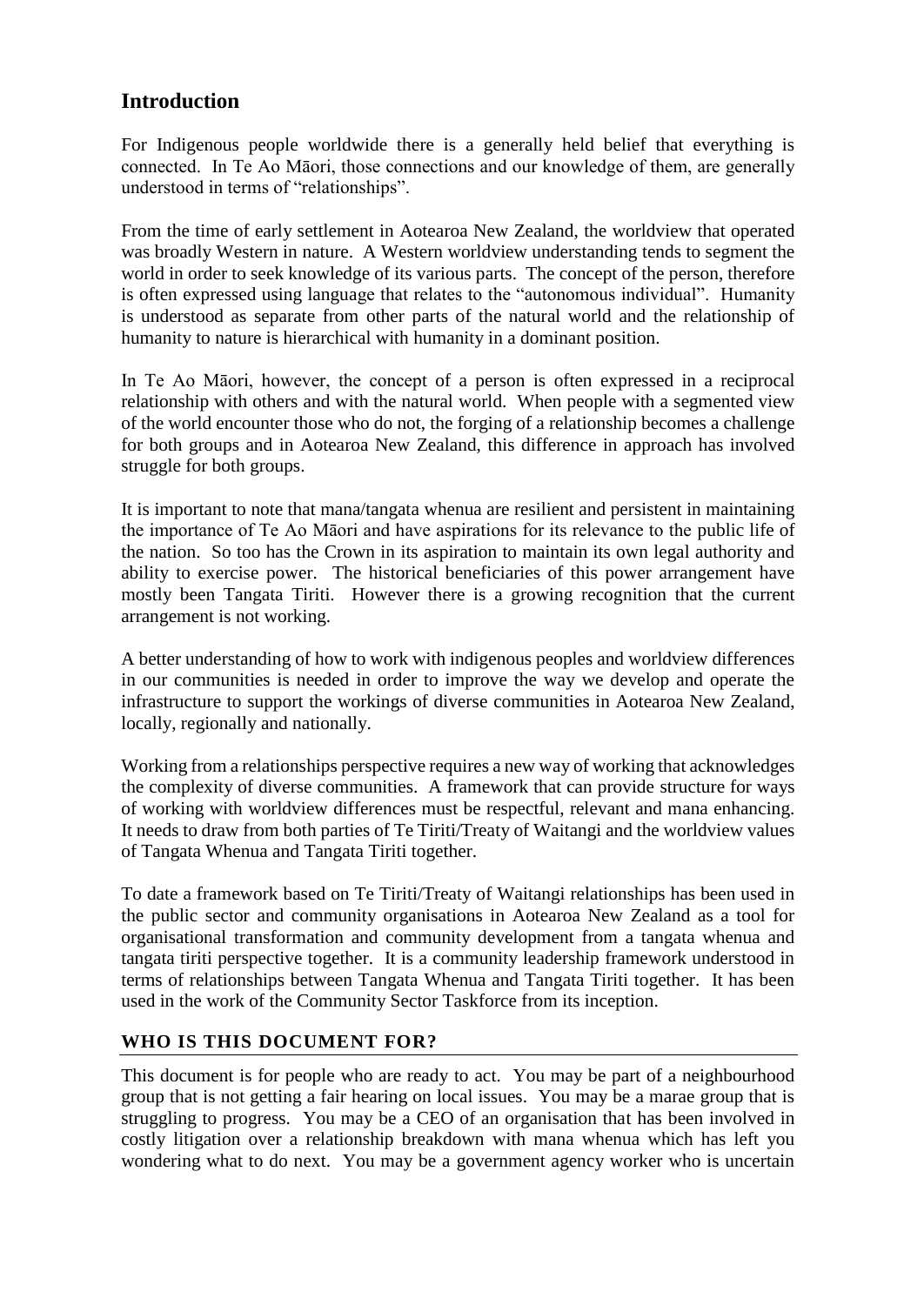## Introduction

For Indigenous people worldwide there is a generally held belief that everything is connected. In Te Ao Māori, those connections and our knowledge of them, are generally understood in terms of "relationships".

From the time of early settlement in Aotearoa New Zealand, the worldview that operated was broadly Western in nature. A Western worldview understanding tends to segment the world in order to seek knowledge of its various parts. The concept of the person, therefore is often expressed using language that relates to the "autonomous individual". Humanity is understood as separate from other parts of the natural world and the relationship of humanity to nature is hierarchical with humanity in a dominant position.

In Te Ao Māori, however, the concept of a person is often expressed in a reciprocal relationship with others and with the natural world. When people with a segmented view of the world encounter those who do not, the forging of a relationship becomes a challenge for both groups and in Aotearoa New Zealand, this difference in approach has involved struggle for both groups.

It is important to note that mana/tangata whenua are resilient and persistent in maintaining the importance of Te Ao Māori and have aspirations for its relevance to the public life of the nation. So too has the Crown in its aspiration to maintain its own legal authority and ability to exercise power. The historical beneficiaries of this power arrangement have mostly been Tangata Tiriti. However there is a growing recognition that the current arrangement is not working.

A better understanding of how to work with indigenous peoples and worldview differences in our communities is needed in order to improve the way we develop and operate the infrastructure to support the workings of diverse communities in Aotearoa New Zealand, locally, regionally and nationally.

Working from a relationships perspective requires a new way of working that acknowledges the complexity of diverse communities. A framework that can provide structure for ways of working with worldview differences must be respectful, relevant and mana enhancing. It needs to draw from both parties of Te Tiriti/Treaty of Waitangi and the worldview values of Tangata Whenua and Tangata Tiriti together.

To date a framework based on Te Tiriti/Treaty of Waitangi relationships has been used in the public sector and community organisations in Aotearoa New Zealand as a tool for organisational transformation and community development from a tangata whenua and tangata tiriti perspective together. It is a community leadership framework understood in terms of relationships between Tangata Whenua and Tangata Tiriti together. It has been used in the work of the Community Sector Taskforce from its inception.

### WHO IS THIS DOCUMENT FOR?

This document is for people who are ready to act. You may be part of a neighbourhood group that is not getting a fair hearing on local issues. You may be a marae group that is struggling to progress. You may be a CEO of an organisation that has been involved in costly litigation over a relationship breakdown with mana whenua which has left you wondering what to do next. You may be a government agency worker who is uncertain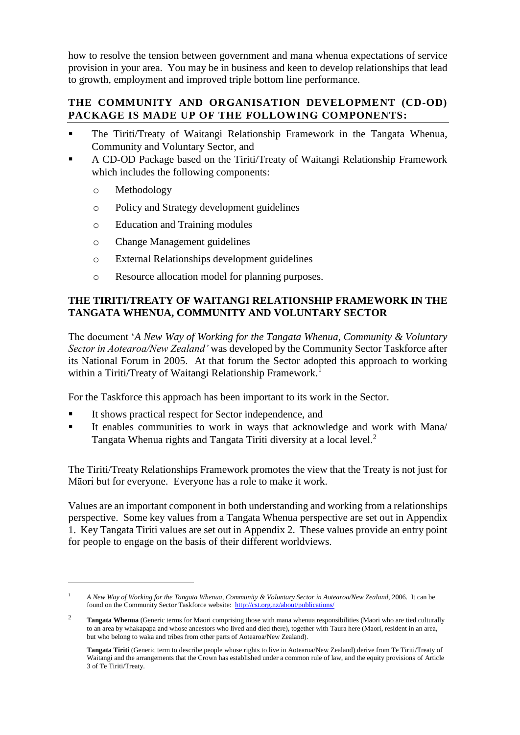how to resolve the tension between government and mana whenua expectations of service provision in your area. You may be in business and keen to develop relationships that lead to growth, employment and improved triple bottom line performance.

## THE COMMUNITY AND ORGANISATION DEVELOPMENT (CD-OD) PACKAGE IS MADE UP OF THE FOLLOWING COMPONENTS:

- The Tiriti/Treaty of Waitangi Relationship Framework in the Tangata Whenua, Community and Voluntary Sector, and
- A CD-OD Package based on the Tiriti/Treaty of Waitangi Relationship Framework which includes the following components:
  - Methodology
  - Policy and Strategy development guidelines
  - Education and Training modules
  - Change Management guidelines
  - External Relationships development guidelines
  - Resource allocation model for planning purposes.

## THE TIRITI/TREATY OF WAITANGI RELATIONSHIP FRAMEWORK IN THE TANGATA WHENUA, COMMUNITY AND VOLUNTARY SECTOR

The document '*A New Way of Working for the Tangata Whenua, Community & Voluntary Sector in Aotearoa/New Zealand'* was developed by the Community Sector Taskforce after its National Forum in 2005. At that forum the Sector adopted this approach to working within a Tiriti/Treaty of Waitangi Relationship Framework.[1]

For the Taskforce this approach has been important to its work in the Sector.

- It shows practical respect for Sector independence, and
- It enables communities to work in ways that acknowledge and work with Mana/ Tangata Whenua rights and Tangata Tiriti diversity at a local level.[2]

The Tiriti/Treaty Relationships Framework promotes the view that the Treaty is not just for Māori but for everyone. Everyone has a role to make it work.

Values are an important component in both understanding and working from a relationships perspective. Some key values from a Tangata Whenua perspective are set out in Appendix 1. Key Tangata Tiriti values are set out in Appendix 2. These values provide an entry point for people to engage on the basis of their different worldviews.

---

[1] *A New Way of Working for the Tangata Whenua, Community & Voluntary Sector in Aotearoa/New Zealand*, 2006. It can be found on the Community Sector Taskforce website: http://cst.org.nz/about/publications/

[2] **Tangata Whenua** (Generic terms for Maori comprising those with mana whenua responsibilities (Maori who are tied culturally to an area by whakapapa and whose ancestors who lived and died there), together with Taura here (Maori, resident in an area, but who belong to waka and tribes from other parts of Aotearoa/New Zealand).

**Tangata Tiriti** (Generic term to describe people whose rights to live in Aotearoa/New Zealand) derive from Te Tiriti/Treaty of Waitangi and the arrangements that the Crown has established under a common rule of law, and the equity provisions of Article 3 of Te Tiriti/Treaty.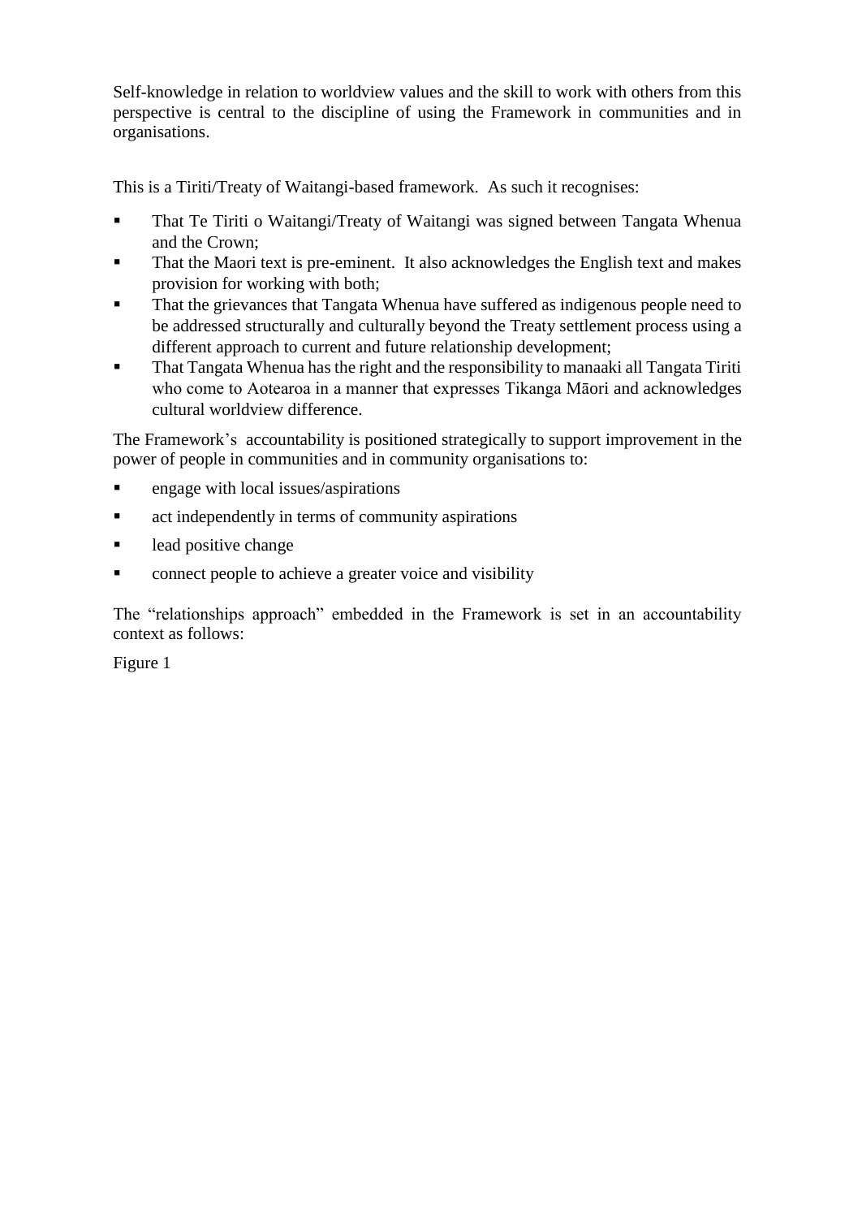Self-knowledge in relation to worldview values and the skill to work with others from this perspective is central to the discipline of using the Framework in communities and in organisations.

This is a Tiriti/Treaty of Waitangi-based framework. As such it recognises:

- That Te Tiriti o Waitangi/Treaty of Waitangi was signed between Tangata Whenua and the Crown;
- That the Maori text is pre-eminent. It also acknowledges the English text and makes provision for working with both;
- That the grievances that Tangata Whenua have suffered as indigenous people need to be addressed structurally and culturally beyond the Treaty settlement process using a different approach to current and future relationship development;
- That Tangata Whenua has the right and the responsibility to manaaki all Tangata Tiriti who come to Aotearoa in a manner that expresses Tikanga Māori and acknowledges cultural worldview difference.

The Framework's accountability is positioned strategically to support improvement in the power of people in communities and in community organisations to:

- engage with local issues/aspirations
- act independently in terms of community aspirations
- lead positive change
- connect people to achieve a greater voice and visibility

The "relationships approach" embedded in the Framework is set in an accountability context as follows:

Figure 1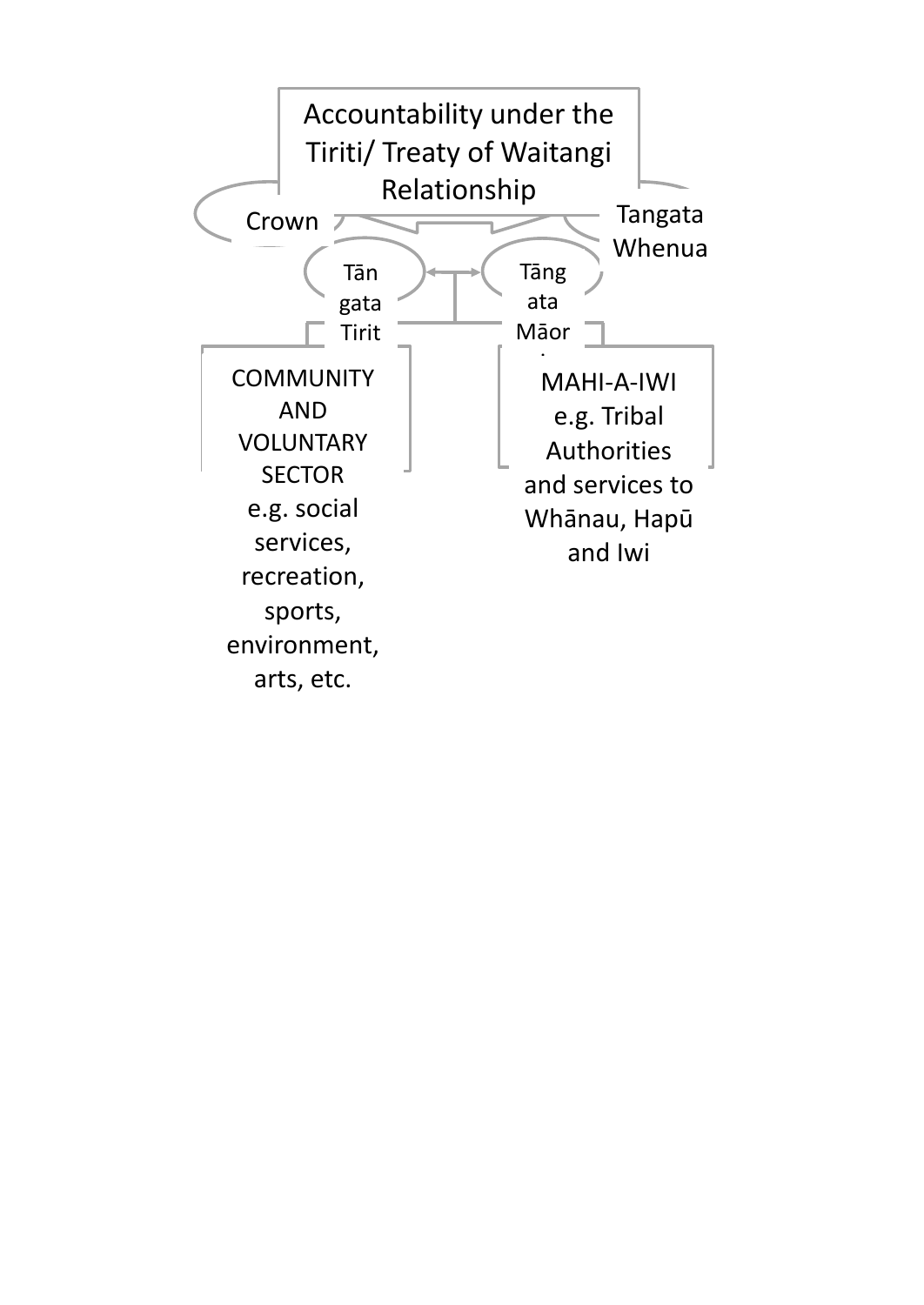Accountability under the Tiriti/ Treaty of Waitangi Relationship

Crown

Tangata Whenua

Tān gata Tirit

Tāng ata Māor

COMMUNITY AND VOLUNTARY SECTOR e.g. social services, recreation, sports, environment, arts, etc.

MAHI-A-IWI e.g. Tribal Authorities and services to Whānau, Hapū and Iwi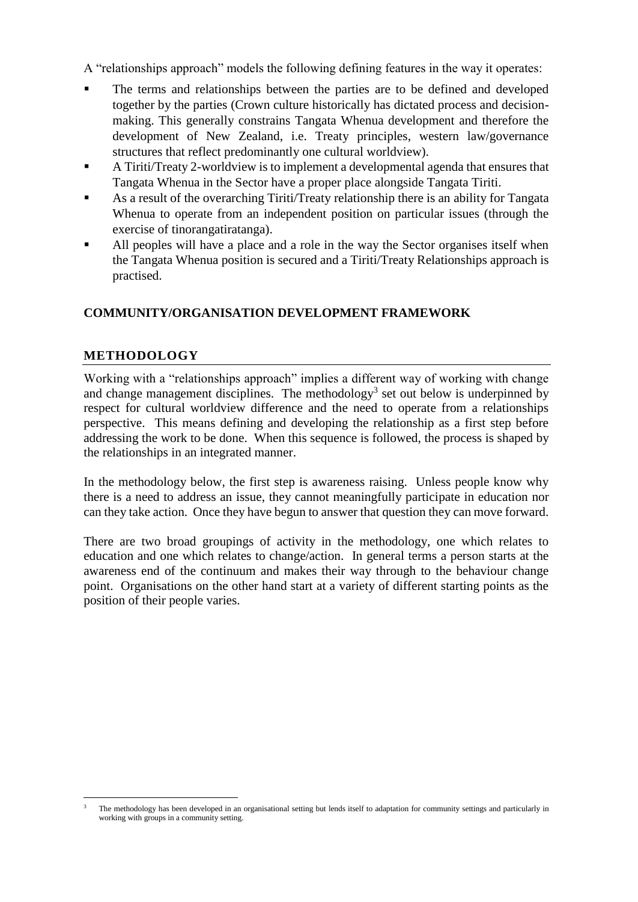A "relationships approach" models the following defining features in the way it operates:

- The terms and relationships between the parties are to be defined and developed together by the parties (Crown culture historically has dictated process and decision-making. This generally constrains Tangata Whenua development and therefore the development of New Zealand, i.e. Treaty principles, western law/governance structures that reflect predominantly one cultural worldview).
- A Tiriti/Treaty 2-worldview is to implement a developmental agenda that ensures that Tangata Whenua in the Sector have a proper place alongside Tangata Tiriti.
- As a result of the overarching Tiriti/Treaty relationship there is an ability for Tangata Whenua to operate from an independent position on particular issues (through the exercise of tinorangatiratanga).
- All peoples will have a place and a role in the way the Sector organises itself when the Tangata Whenua position is secured and a Tiriti/Treaty Relationships approach is practised.

## COMMUNITY/ORGANISATION DEVELOPMENT FRAMEWORK

## METHODOLOGY

Working with a "relationships approach" implies a different way of working with change and change management disciplines. The methodology[3] set out below is underpinned by respect for cultural worldview difference and the need to operate from a relationships perspective. This means defining and developing the relationship as a first step before addressing the work to be done. When this sequence is followed, the process is shaped by the relationships in an integrated manner.

In the methodology below, the first step is awareness raising. Unless people know why there is a need to address an issue, they cannot meaningfully participate in education nor can they take action. Once they have begun to answer that question they can move forward.

There are two broad groupings of activity in the methodology, one which relates to education and one which relates to change/action. In general terms a person starts at the awareness end of the continuum and makes their way through to the behaviour change point. Organisations on the other hand start at a variety of different starting points as the position of their people varies.

[3] The methodology has been developed in an organisational setting but lends itself to adaptation for community settings and particularly in working with groups in a community setting.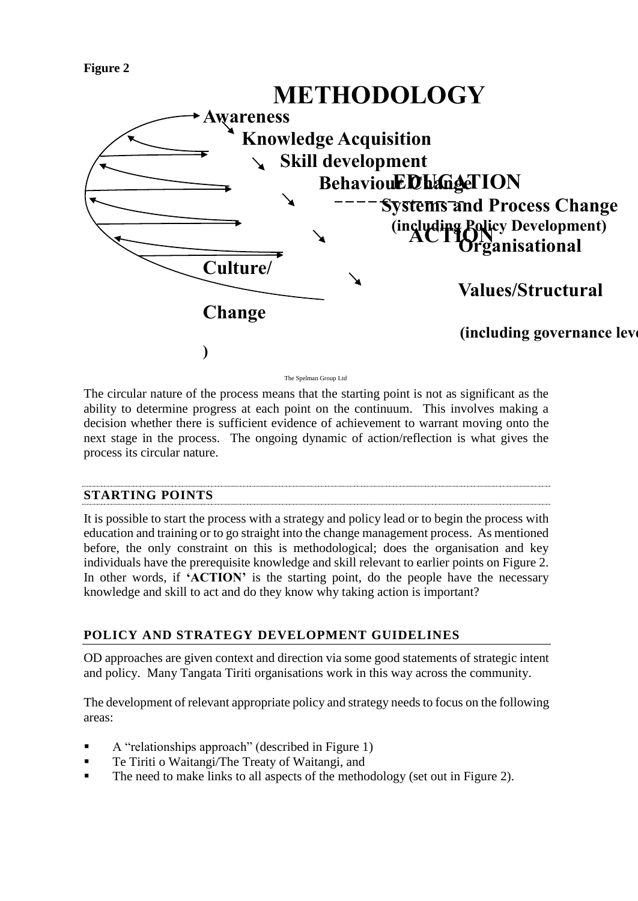**Figure 2**

**METHODOLOGY**

**Awareness**

**Knowledge Acquisition**

**Skill development**

**Behaviour Change**

**EDUCATION**

**Systems and Process Change**

**(including Policy Development)**

**ACTION**

**Organisational**

**Culture/**

**Values/Structural**

**Change**

**(including governance leve**

**)**

The Spelman Group Ltd

The circular nature of the process means that the starting point is not as significant as the ability to determine progress at each point on the continuum. This involves making a decision whether there is sufficient evidence of achievement to warrant moving onto the next stage in the process. The ongoing dynamic of action/reflection is what gives the process its circular nature.

## STARTING POINTS

It is possible to start the process with a strategy and policy lead or to begin the process with education and training or to go straight into the change management process. As mentioned before, the only constraint on this is methodological; does the organisation and key individuals have the prerequisite knowledge and skill relevant to earlier points on Figure 2. In other words, if **'ACTION'** is the starting point, do the people have the necessary knowledge and skill to act and do they know why taking action is important?

## POLICY AND STRATEGY DEVELOPMENT GUIDELINES

OD approaches are given context and direction via some good statements of strategic intent and policy. Many Tangata Tiriti organisations work in this way across the community.

The development of relevant appropriate policy and strategy needs to focus on the following areas:

- A "relationships approach" (described in Figure 1)
- Te Tiriti o Waitangi/The Treaty of Waitangi, and
- The need to make links to all aspects of the methodology (set out in Figure 2).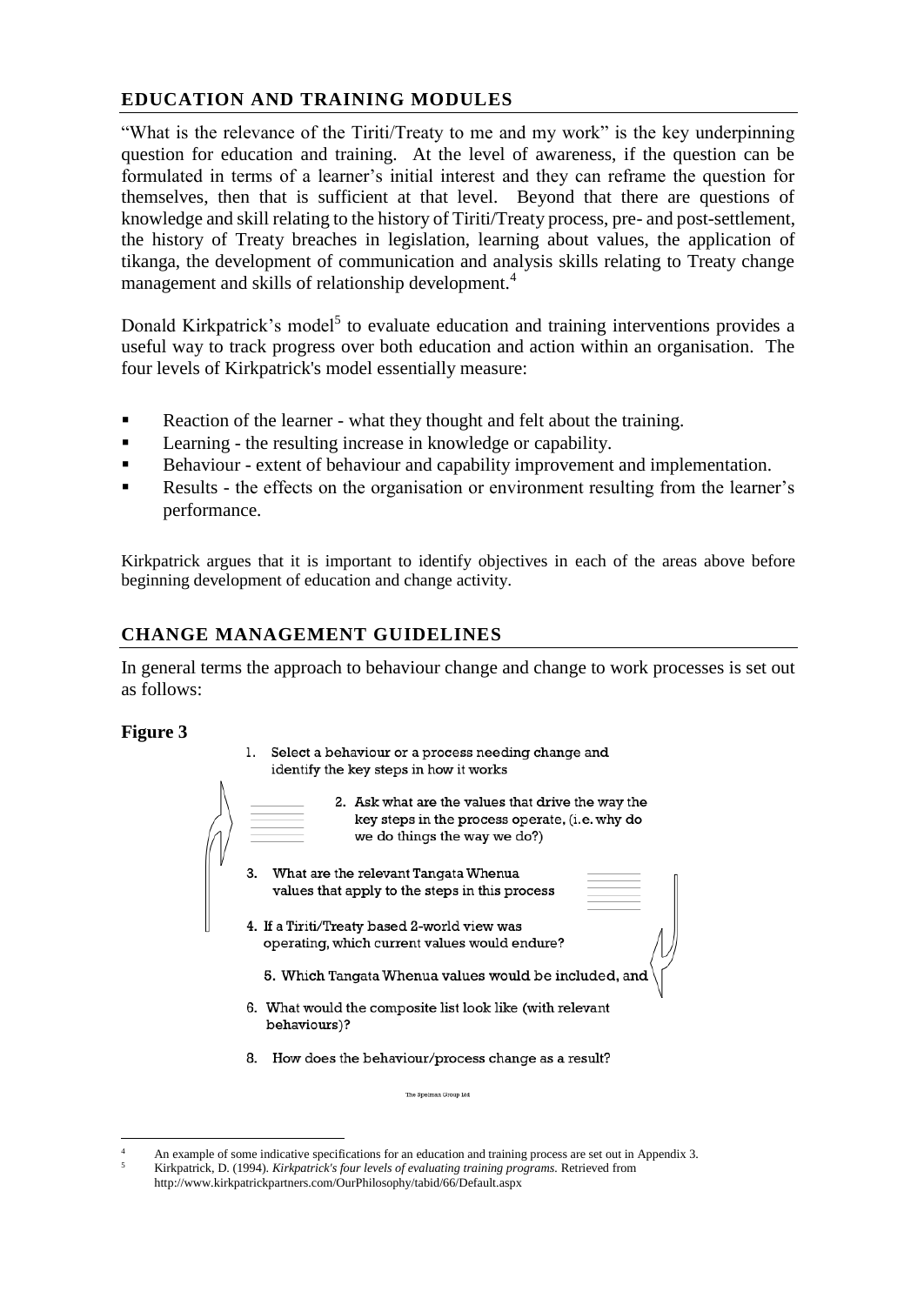## EDUCATION AND TRAINING MODULES

"What is the relevance of the Tiriti/Treaty to me and my work" is the key underpinning question for education and training. At the level of awareness, if the question can be formulated in terms of a learner's initial interest and they can reframe the question for themselves, then that is sufficient at that level. Beyond that there are questions of knowledge and skill relating to the history of Tiriti/Treaty process, pre- and post-settlement, the history of Treaty breaches in legislation, learning about values, the application of tikanga, the development of communication and analysis skills relating to Treaty change management and skills of relationship development.[4]

Donald Kirkpatrick's model[5] to evaluate education and training interventions provides a useful way to track progress over both education and action within an organisation. The four levels of Kirkpatrick's model essentially measure:

- Reaction of the learner - what they thought and felt about the training.
- Learning - the resulting increase in knowledge or capability.
- Behaviour - extent of behaviour and capability improvement and implementation.
- Results - the effects on the organisation or environment resulting from the learner's performance.

Kirkpatrick argues that it is important to identify objectives in each of the areas above before beginning development of education and change activity.

## CHANGE MANAGEMENT GUIDELINES

In general terms the approach to behaviour change and change to work processes is set out as follows:

**Figure 3**

1. Select a behaviour or a process needing change and identify the key steps in how it works
2. Ask what are the values that drive the way the key steps in the process operate, (i.e. why do we do things the way we do?)
3. What are the relevant Tangata Whenua values that apply to the steps in this process
4. If a Tiriti/Treaty based 2-world view was operating, which current values would endure?
5. Which Tangata Whenua values would be included, and
6. What would the composite list look like (with relevant behaviours)?
8. How does the behaviour/process change as a result?

The Spelman Group Ltd

---

[4] An example of some indicative specifications for an education and training process are set out in Appendix 3.

[5] Kirkpatrick, D. (1994). *Kirkpatrick's four levels of evaluating training programs.* Retrieved from http://www.kirkpatrickpartners.com/OurPhilosophy/tabid/66/Default.aspx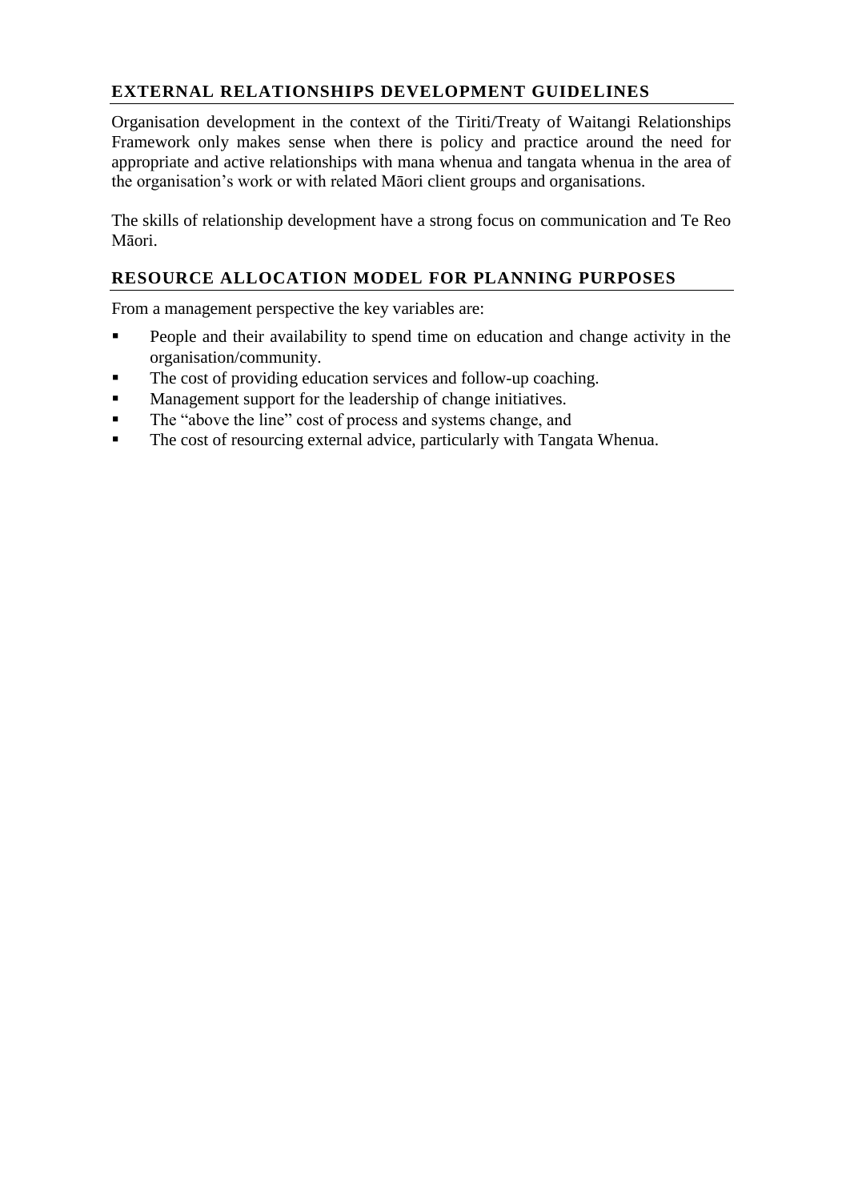## EXTERNAL RELATIONSHIPS DEVELOPMENT GUIDELINES

Organisation development in the context of the Tiriti/Treaty of Waitangi Relationships Framework only makes sense when there is policy and practice around the need for appropriate and active relationships with mana whenua and tangata whenua in the area of the organisation's work or with related Māori client groups and organisations.

The skills of relationship development have a strong focus on communication and Te Reo Māori.

## RESOURCE ALLOCATION MODEL FOR PLANNING PURPOSES

From a management perspective the key variables are:

- People and their availability to spend time on education and change activity in the organisation/community.
- The cost of providing education services and follow-up coaching.
- Management support for the leadership of change initiatives.
- The "above the line" cost of process and systems change, and
- The cost of resourcing external advice, particularly with Tangata Whenua.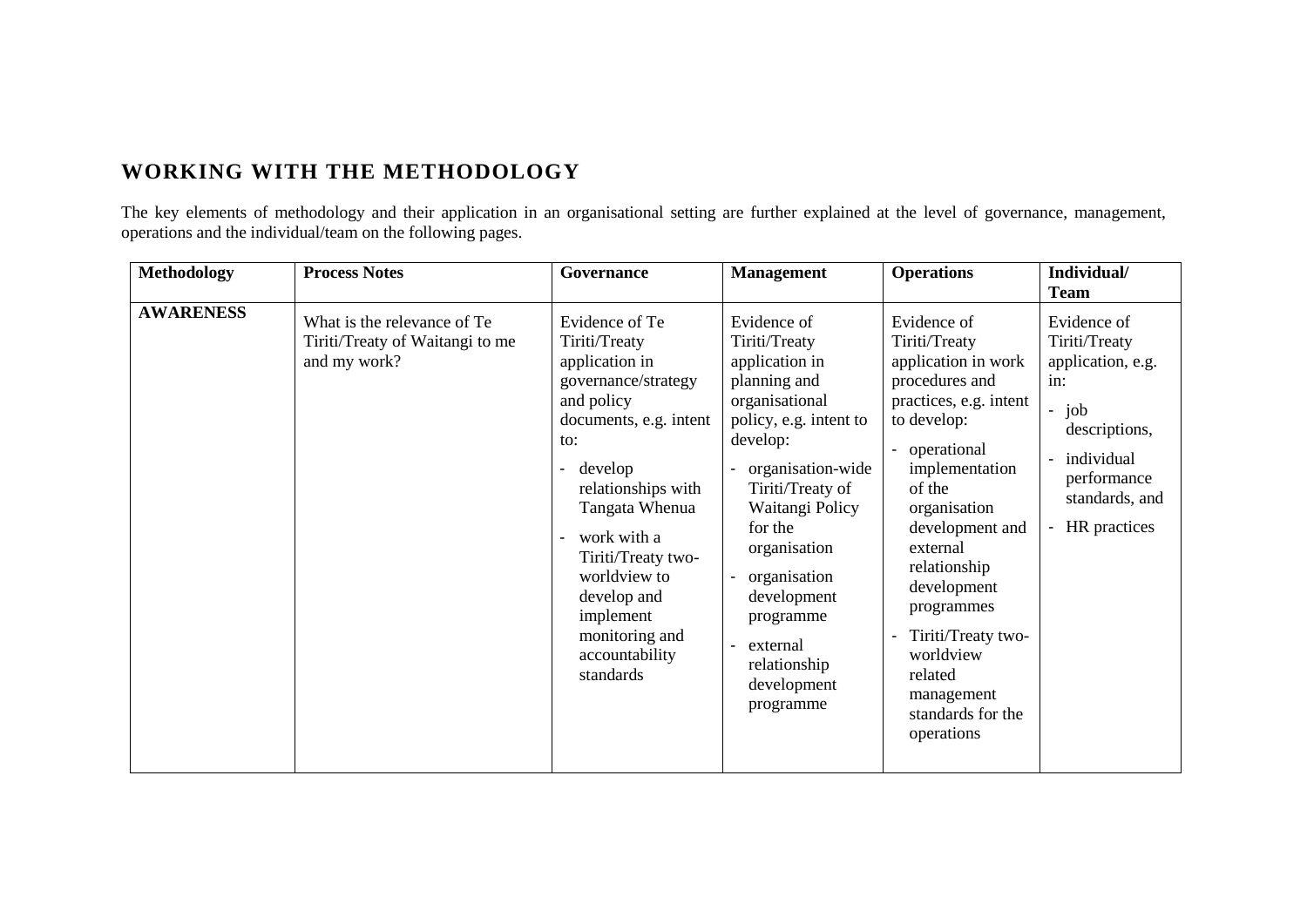## WORKING WITH THE METHODOLOGY

The key elements of methodology and their application in an organisational setting are further explained at the level of governance, management, operations and the individual/team on the following pages.

| Methodology | Process Notes | Governance | Management | Operations | Individual/ Team |
|---|---|---|---|---|---|
| **AWARENESS** | What is the relevance of Te Tiriti/Treaty of Waitangi to me and my work? | Evidence of Te Tiriti/Treaty application in governance/strategy and policy documents, e.g. intent to:<br>- develop relationships with Tangata Whenua<br>- work with a Tiriti/Treaty two-worldview to develop and implement monitoring and accountability standards | Evidence of Tiriti/Treaty application in planning and organisational policy, e.g. intent to develop:<br>- organisation-wide Tiriti/Treaty of Waitangi Policy for the organisation<br>- organisation development programme<br>- external relationship development programme | Evidence of Tiriti/Treaty application in work procedures and practices, e.g. intent to develop:<br>- operational implementation of the organisation development and external relationship development programmes<br>- Tiriti/Treaty two-worldview related management standards for the operations | Evidence of Tiriti/Treaty application, e.g. in:<br>- job descriptions,<br>- individual performance standards, and<br>- HR practices |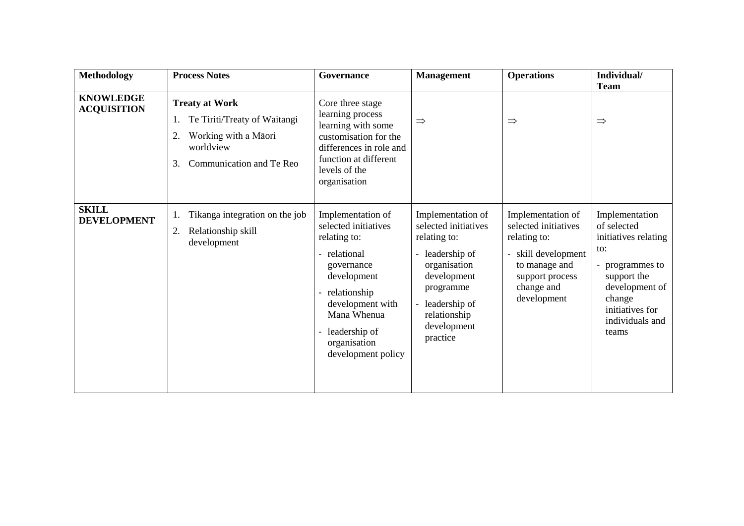| Methodology | Process Notes | Governance | Management | Operations | Individual/ Team |
|---|---|---|---|---|---|
| **KNOWLEDGE ACQUISITION** | **Treat at Work**<br>1. Te Tiriti/Treaty of Waitangi<br>2. Working with a Māori worldview<br>3. Communication and Te Reo | Core three stage learning process learning with some customisation for the differences in role and function at different levels of the organisation | ⇒ | ⇒ | ⇒ |
| **SKILL DEVELOPMENT** | 1. Tikanga integration on the job<br>2. Relationship skill development | Implementation of selected initiatives relating to:<br>- relational governance development<br>- relationship development with Mana Whenua<br>- leadership of organisation development policy | Implementation of selected initiatives relating to:<br>- leadership of organisation development programme<br>- leadership of relationship development practice | Implementation of selected initiatives relating to:<br>- skill development to manage and support process change and development | Implementation of selected initiatives relating to:<br>- programmes to support the development of change initiatives for individuals and teams |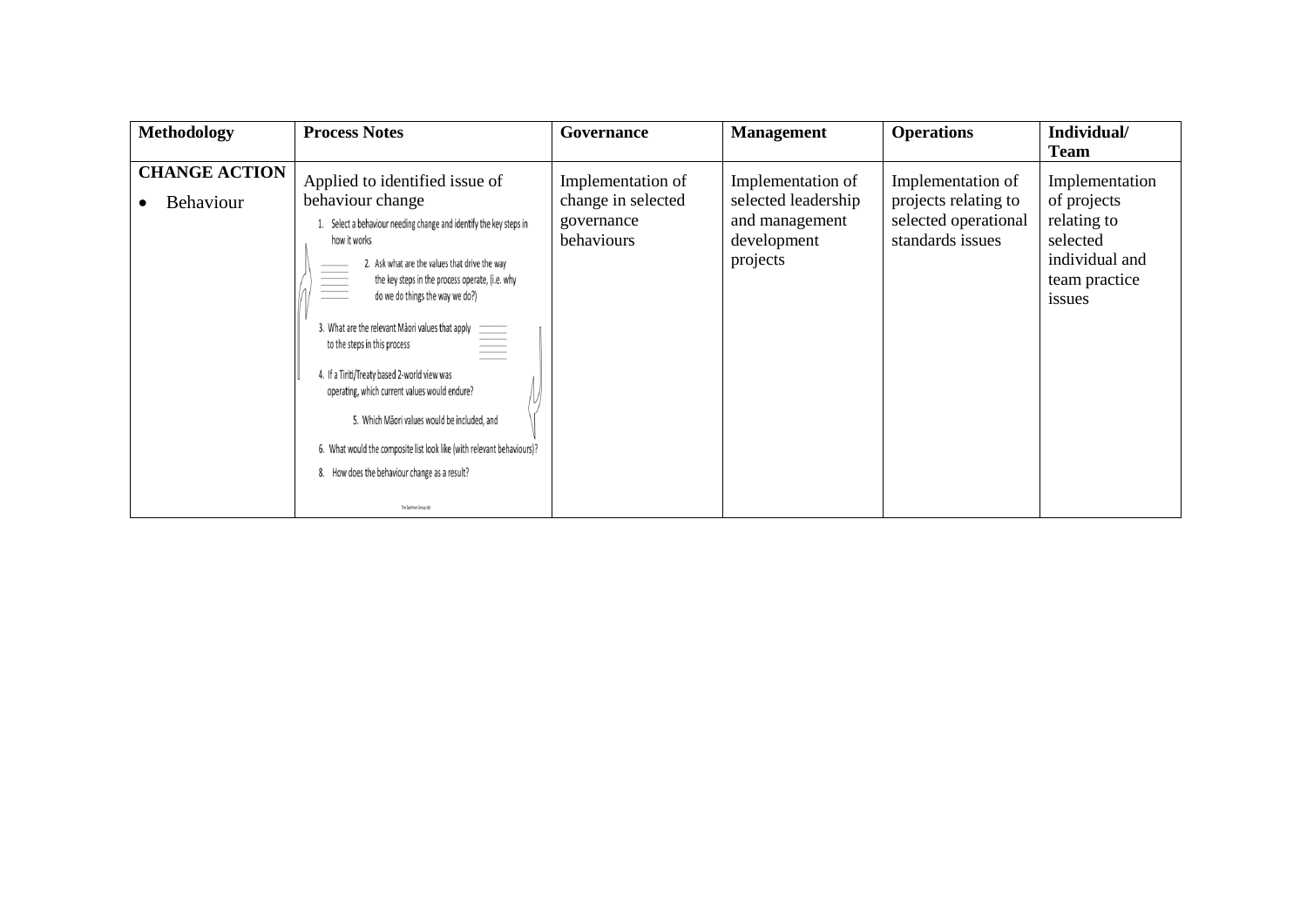| Methodology | Process Notes | Governance | Management | Operations | Individual/ Team |
|---|---|---|---|---|---|
| **CHANGE ACTION**<br>• Behaviour | Applied to identified issue of behaviour change<br>1. Select a behaviour needing change and identify the key steps in how it works<br>2. Ask what are the values that drive the way the key steps in the process operate, (i.e. why do we do things the way we do?)<br>3. What are the relevant Māori values that apply to the steps in this process<br>4. If a Tiriti/Treaty based 2-world view was operating, which current values would endure?<br>5. Which Māori values would be included, and<br>6. What would the composite list look like (with relevant behaviours)?<br>8. How does the behaviour change as a result? | Implementation of change in selected governance behaviours | Implementation of selected leadership and management development projects | Implementation of projects relating to selected operational standards issues | Implementation of projects relating to selected individual and team practice issues |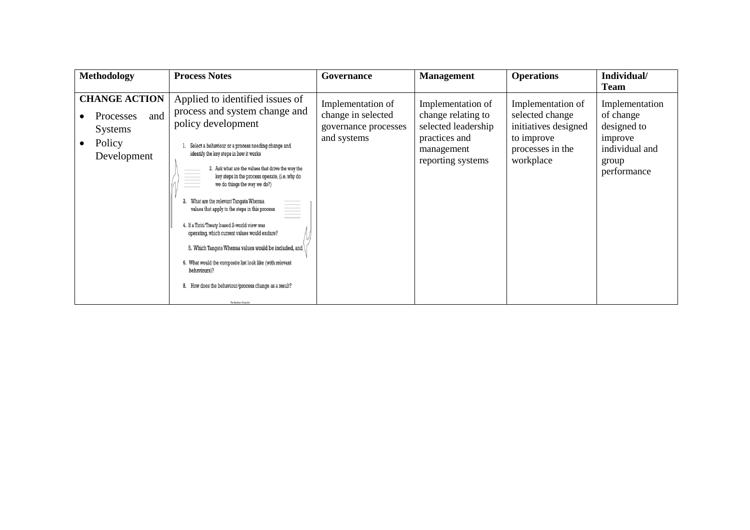| Methodology | Process Notes | Governance | Management | Operations | Individual/ Team |
|---|---|---|---|---|---|
| **CHANGE ACTION**<br>• Processes and Systems<br>• Policy Development | Applied to identified issues of process and system change and policy development<br>1. Select a behaviour or a process needing change and identify the key steps in how it works<br>2. Ask what are the values that drive the way the key steps in the process operate, (i.e. why do we do things the way we do?)<br>3. What are the relevant Tangata Whenua values that apply to the steps in this process<br>4. If a Tiriti/Treaty based 2-world view was operating, which current values would endure?<br>5. Which Tangata Whenua values would be included, and<br>6. What would the composite list look like (with relevant behaviours)?<br>8. How does the behaviour/process change as a result?<br>The Synthesis Group Ltd | Implementation of change in selected governance processes and systems | Implementation of change relating to selected leadership practices and management reporting systems | Implementation of selected change initiatives designed to improve processes in the workplace | Implementation of change designed to improve individual and group performance |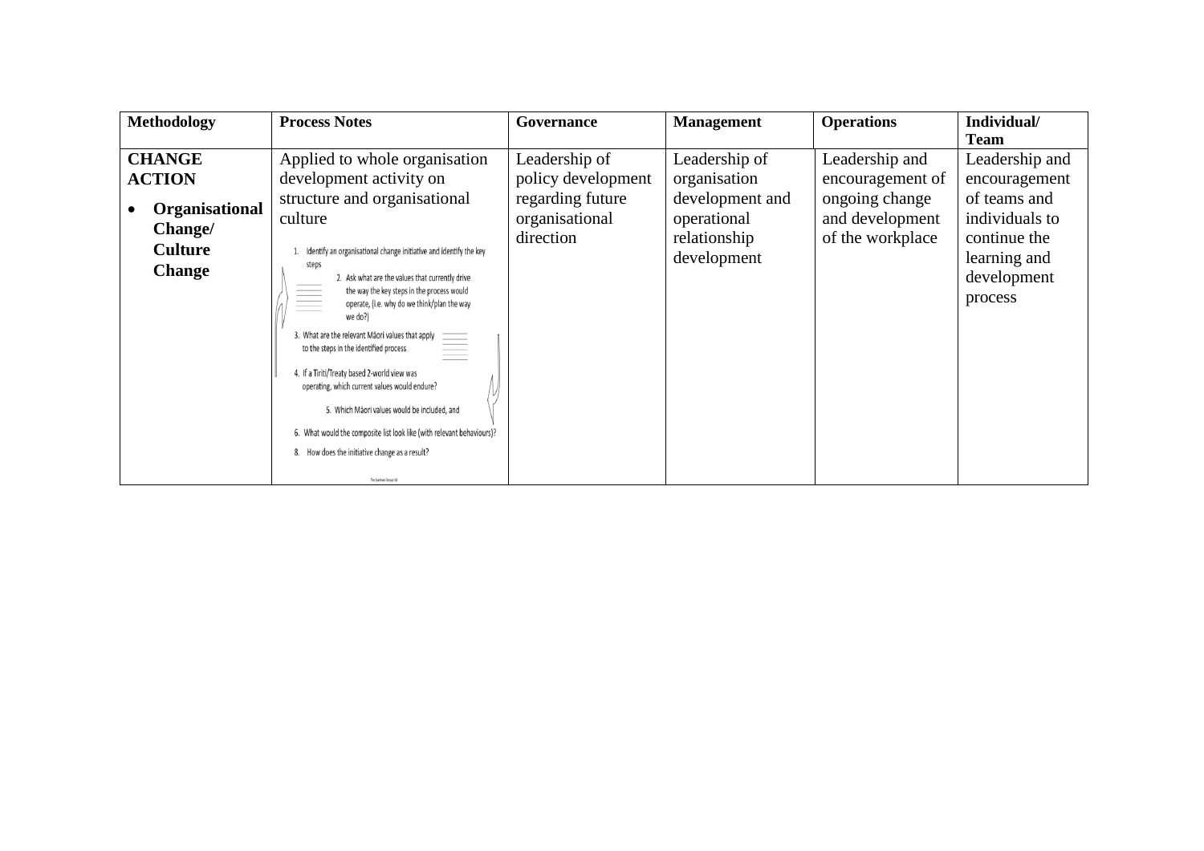| Methodology | Process Notes | Governance | Management | Operations | Individual/ Team |
|---|---|---|---|---|---|
| **CHANGE ACTION**<br>• **Organisational Change/ Culture Change** | Applied to whole organisation development activity on structure and organisational culture<br>1. Identify an organisational change initiative and identify the key steps<br>2. Ask what are the values that currently drive the way the key steps in the process would operate, (i.e. why do we think/plan the way we do?)<br>3. What are the relevant Māori values that apply to the steps in the identified process<br>4. If a Tiriti/Treaty based 2-world view was operating, which current values would endure?<br>5. Which Māori values would be included, and<br>6. What would the composite list look like (with relevant behaviours)?<br>8. How does the initiative change as a result? | Leadership of policy development regarding future organisational direction | Leadership of organisation development and operational relationship development | Leadership and encouragement of ongoing change and development of the workplace | Leadership and encouragement of teams and individuals to continue the learning and development process |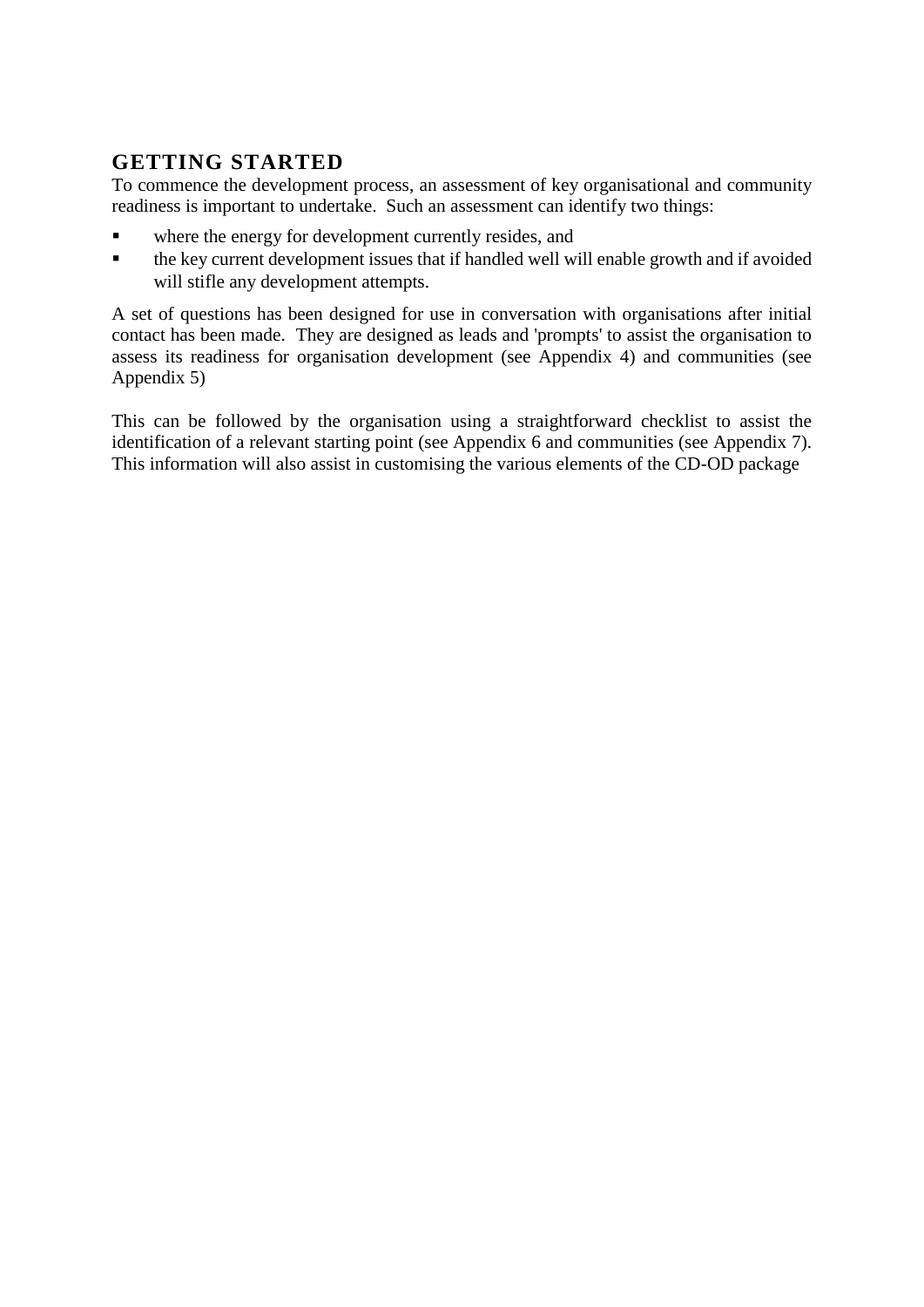## GETTING STARTED

To commence the development process, an assessment of key organisational and community readiness is important to undertake. Such an assessment can identify two things:

- where the energy for development currently resides, and
- the key current development issues that if handled well will enable growth and if avoided will stifle any development attempts.

A set of questions has been designed for use in conversation with organisations after initial contact has been made. They are designed as leads and 'prompts' to assist the organisation to assess its readiness for organisation development (see Appendix 4) and communities (see Appendix 5)

This can be followed by the organisation using a straightforward checklist to assist the identification of a relevant starting point (see Appendix 6 and communities (see Appendix 7). This information will also assist in customising the various elements of the CD-OD package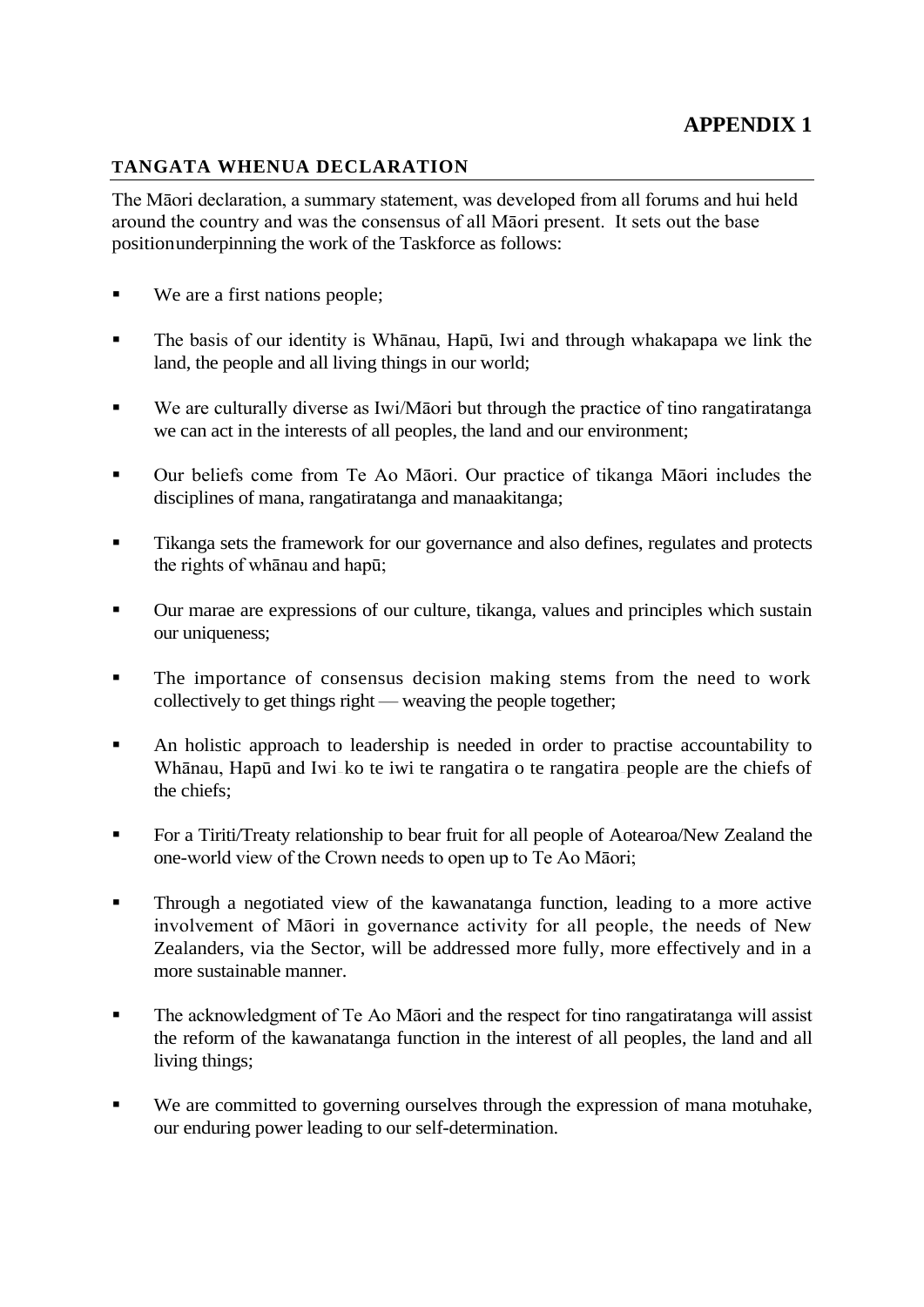# APPENDIX 1

## TANGATA WHENUA DECLARATION

The Māori declaration, a summary statement, was developed from all forums and hui held around the country and was the consensus of all Māori present. It sets out the base position underpinning the work of the Taskforce as follows:

- We are a first nations people;
- The basis of our identity is Whānau, Hapū, Iwi and through whakapapa we link the land, the people and all living things in our world;
- We are culturally diverse as Iwi/Māori but through the practice of tino rangatiratanga we can act in the interests of all peoples, the land and our environment;
- Our beliefs come from Te Ao Māori. Our practice of tikanga Māori includes the disciplines of mana, rangatiratanga and manaakitanga;
- Tikanga sets the framework for our governance and also defines, regulates and protects the rights of whānau and hapū;
- Our marae are expressions of our culture, tikanga, values and principles which sustain our uniqueness;
- The importance of consensus decision making stems from the need to work collectively to get things right — weaving the people together;
- An holistic approach to leadership is needed in order to practise accountability to Whānau, Hapū and Iwi ko te iwi te rangatira o te rangatira people are the chiefs of the chiefs;
- For a Tiriti/Treaty relationship to bear fruit for all people of Aotearoa/New Zealand the one-world view of the Crown needs to open up to Te Ao Māori;
- Through a negotiated view of the kawanatanga function, leading to a more active involvement of Māori in governance activity for all people, the needs of New Zealanders, via the Sector, will be addressed more fully, more effectively and in a more sustainable manner.
- The acknowledgment of Te Ao Māori and the respect for tino rangatiratanga will assist the reform of the kawanatanga function in the interest of all peoples, the land and all living things;
- We are committed to governing ourselves through the expression of mana motuhake, our enduring power leading to our self-determination.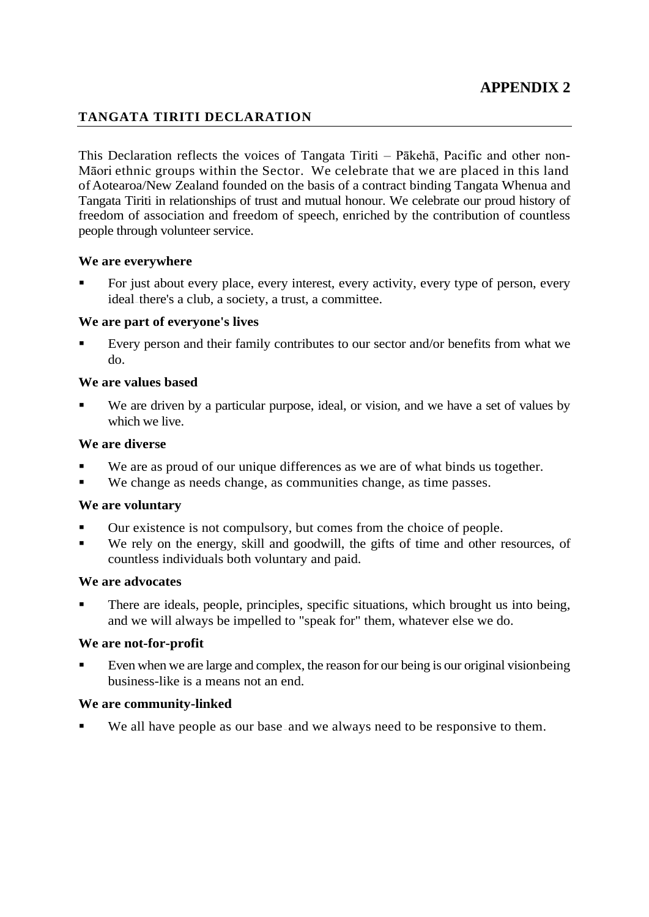# APPENDIX 2

## TANGATA TIRITI DECLARATION

This Declaration reflects the voices of Tangata Tiriti – Pākehā, Pacific and other non-Māori ethnic groups within the Sector. We celebrate that we are placed in this land of Aotearoa/New Zealand founded on the basis of a contract binding Tangata Whenua and Tangata Tiriti in relationships of trust and mutual honour. We celebrate our proud history of freedom of association and freedom of speech, enriched by the contribution of countless people through volunteer service.

**We are everywhere**

- For just about every place, every interest, every activity, every type of person, every ideal there's a club, a society, a trust, a committee.

**We are part of everyone's lives**

- Every person and their family contributes to our sector and/or benefits from what we do.

**We are values based**

- We are driven by a particular purpose, ideal, or vision, and we have a set of values by which we live.

**We are diverse**

- We are as proud of our unique differences as we are of what binds us together.
- We change as needs change, as communities change, as time passes.

**We are voluntary**

- Our existence is not compulsory, but comes from the choice of people.
- We rely on the energy, skill and goodwill, the gifts of time and other resources, of countless individuals both voluntary and paid.

**We are advocates**

- There are ideals, people, principles, specific situations, which brought us into being, and we will always be impelled to "speak for" them, whatever else we do.

**We are not-for-profit**

- Even when we are large and complex, the reason for our being is our original visionbeing business-like is a means not an end.

**We are community-linked**

- We all have people as our base and we always need to be responsive to them.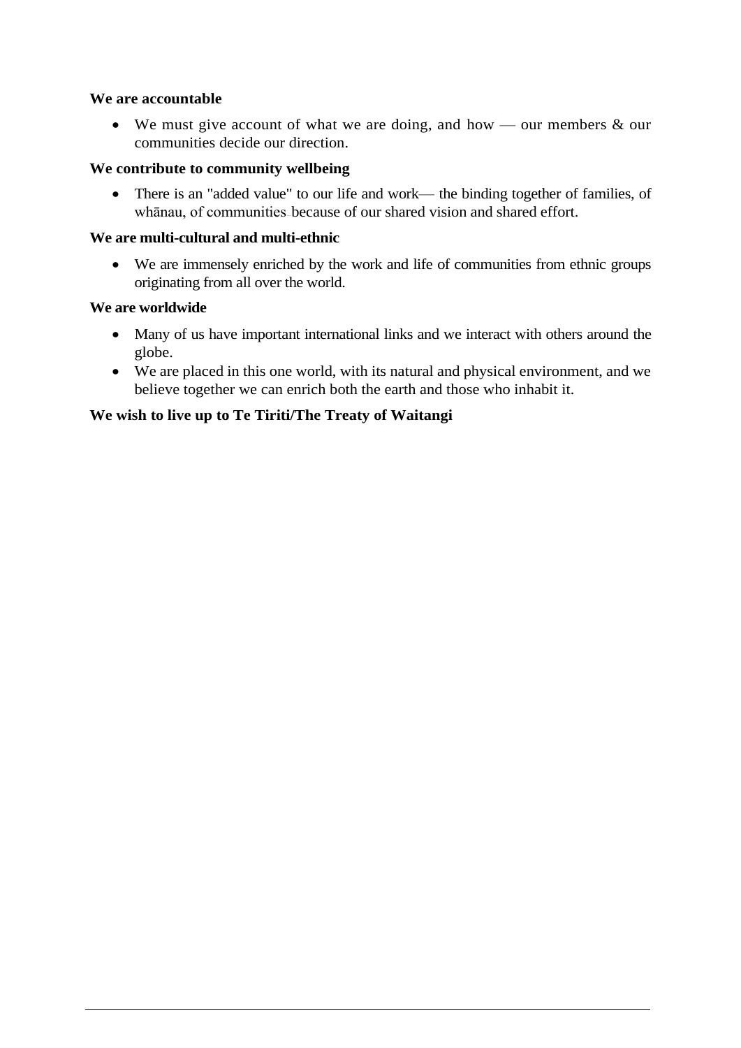**We are accountable**

- We must give account of what we are doing, and how — our members & our communities decide our direction.

**We contribute to community wellbeing**

- There is an "added value" to our life and work— the binding together of families, of whānau, of communities because of our shared vision and shared effort.

**We are multi-cultural and multi-ethnic**

- We are immensely enriched by the work and life of communities from ethnic groups originating from all over the world.

**We are worldwide**

- Many of us have important international links and we interact with others around the globe.
- We are placed in this one world, with its natural and physical environment, and we believe together we can enrich both the earth and those who inhabit it.

**We wish to live up to Te Tiriti/The Treaty of Waitangi**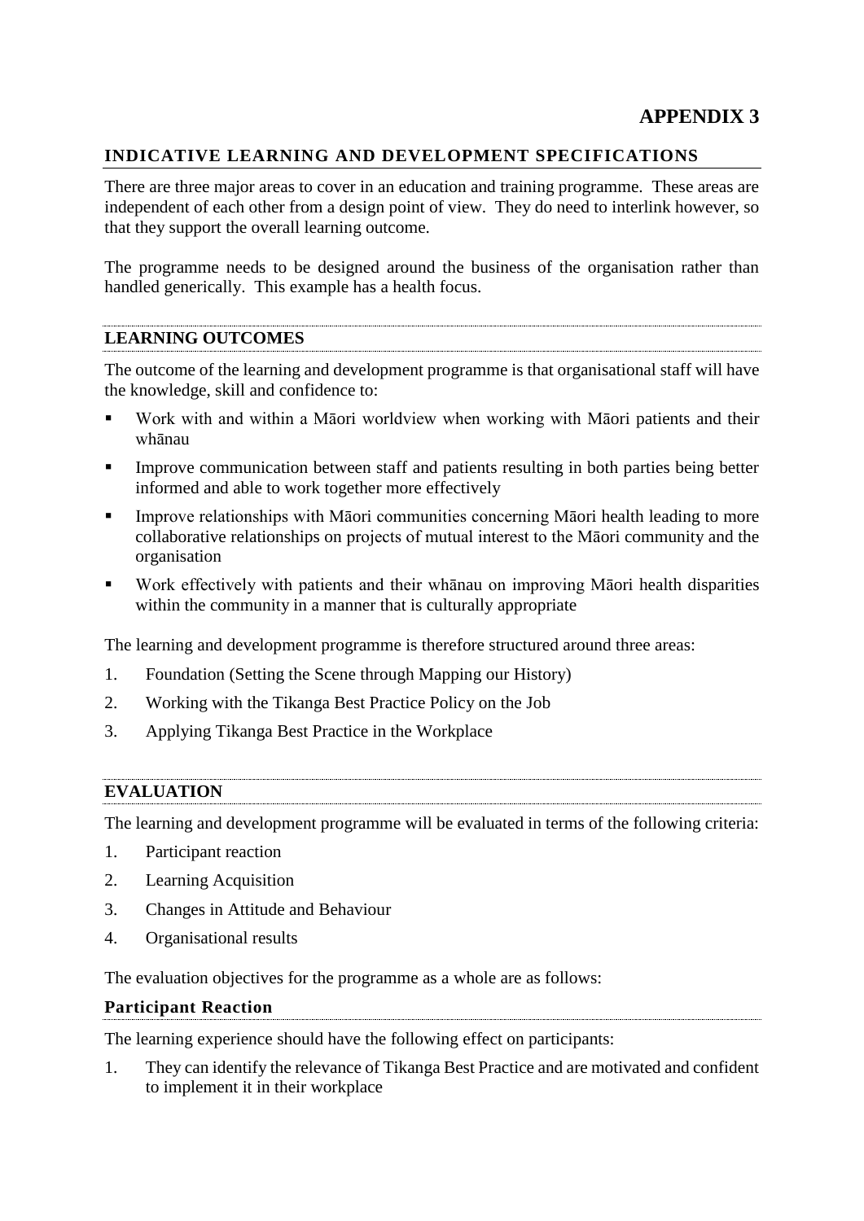# APPENDIX 3

## INDICATIVE LEARNING AND DEVELOPMENT SPECIFICATIONS

There are three major areas to cover in an education and training programme. These areas are independent of each other from a design point of view. They do need to interlink however, so that they support the overall learning outcome.

The programme needs to be designed around the business of the organisation rather than handled generically. This example has a health focus.

## LEARNING OUTCOMES

The outcome of the learning and development programme is that organisational staff will have the knowledge, skill and confidence to:

- Work with and within a Māori worldview when working with Māori patients and their whānau
- Improve communication between staff and patients resulting in both parties being better informed and able to work together more effectively
- Improve relationships with Māori communities concerning Māori health leading to more collaborative relationships on projects of mutual interest to the Māori community and the organisation
- Work effectively with patients and their whānau on improving Māori health disparities within the community in a manner that is culturally appropriate

The learning and development programme is therefore structured around three areas:

1. Foundation (Setting the Scene through Mapping our History)
2. Working with the Tikanga Best Practice Policy on the Job
3. Applying Tikanga Best Practice in the Workplace

## EVALUATION

The learning and development programme will be evaluated in terms of the following criteria:

1. Participant reaction
2. Learning Acquisition
3. Changes in Attitude and Behaviour
4. Organisational results

The evaluation objectives for the programme as a whole are as follows:

### Participant Reaction

The learning experience should have the following effect on participants:

1. They can identify the relevance of Tikanga Best Practice and are motivated and confident to implement it in their workplace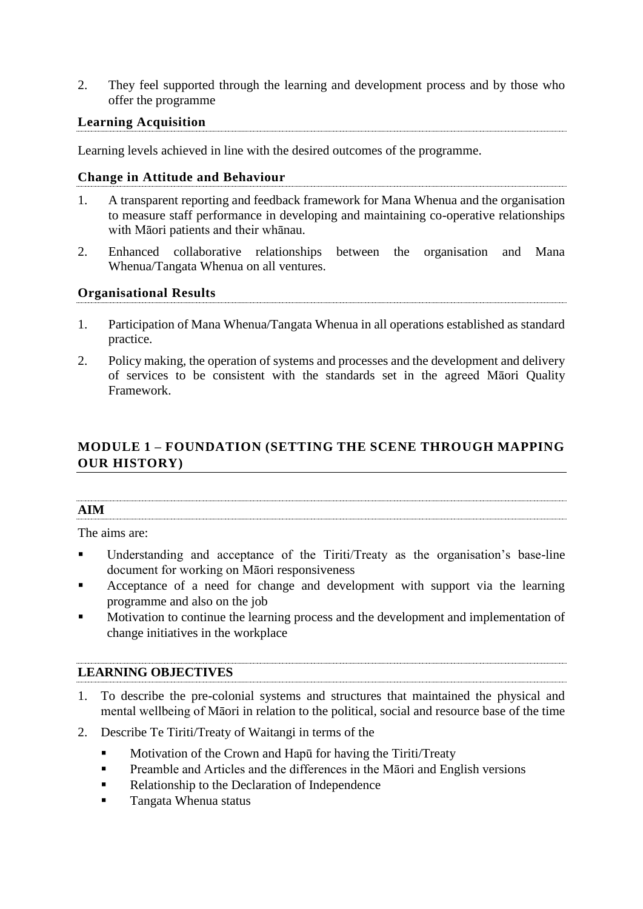2. They feel supported through the learning and development process and by those who offer the programme

### Learning Acquisition

Learning levels achieved in line with the desired outcomes of the programme.

### Change in Attitude and Behaviour

1. A transparent reporting and feedback framework for Mana Whenua and the organisation to measure staff performance in developing and maintaining co-operative relationships with Māori patients and their whānau.
2. Enhanced collaborative relationships between the organisation and Mana Whenua/Tangata Whenua on all ventures.

### Organisational Results

1. Participation of Mana Whenua/Tangata Whenua in all operations established as standard practice.
2. Policy making, the operation of systems and processes and the development and delivery of services to be consistent with the standards set in the agreed Māori Quality Framework.

## MODULE 1 – FOUNDATION (SETTING THE SCENE THROUGH MAPPING OUR HISTORY)

### AIM

The aims are:

- Understanding and acceptance of the Tiriti/Treaty as the organisation's base-line document for working on Māori responsiveness
- Acceptance of a need for change and development with support via the learning programme and also on the job
- Motivation to continue the learning process and the development and implementation of change initiatives in the workplace

### LEARNING OBJECTIVES

1. To describe the pre-colonial systems and structures that maintained the physical and mental wellbeing of Māori in relation to the political, social and resource base of the time
2. Describe Te Tiriti/Treaty of Waitangi in terms of the
   - Motivation of the Crown and Hapū for having the Tiriti/Treaty
   - Preamble and Articles and the differences in the Māori and English versions
   - Relationship to the Declaration of Independence
   - Tangata Whenua status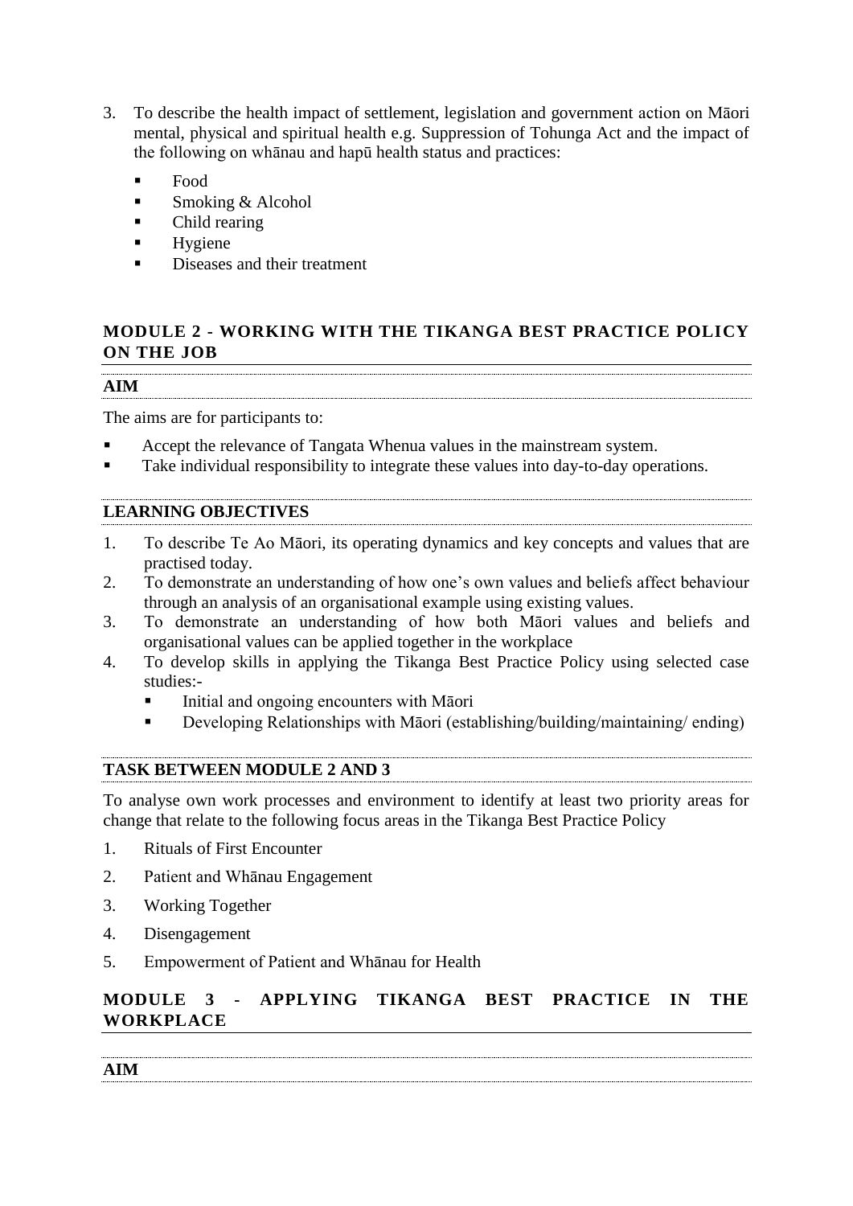3. To describe the health impact of settlement, legislation and government action on Māori mental, physical and spiritual health e.g. Suppression of Tohunga Act and the impact of the following on whānau and hapū health status and practices:
   - Food
   - Smoking & Alcohol
   - Child rearing
   - Hygiene
   - Diseases and their treatment

## MODULE 2 - WORKING WITH THE TIKANGA BEST PRACTICE POLICY ON THE JOB

### AIM

The aims are for participants to:

- Accept the relevance of Tangata Whenua values in the mainstream system.
- Take individual responsibility to integrate these values into day-to-day operations.

### LEARNING OBJECTIVES

1. To describe Te Ao Māori, its operating dynamics and key concepts and values that are practised today.
2. To demonstrate an understanding of how one's own values and beliefs affect behaviour through an analysis of an organisational example using existing values.
3. To demonstrate an understanding of how both Māori values and beliefs and organisational values can be applied together in the workplace
4. To develop skills in applying the Tikanga Best Practice Policy using selected case studies:-
   - Initial and ongoing encounters with Māori
   - Developing Relationships with Māori (establishing/building/maintaining/ ending)

### TASK BETWEEN MODULE 2 AND 3

To analyse own work processes and environment to identify at least two priority areas for change that relate to the following focus areas in the Tikanga Best Practice Policy

1. Rituals of First Encounter
2. Patient and Whānau Engagement
3. Working Together
4. Disengagement
5. Empowerment of Patient and Whānau for Health

## MODULE 3 - APPLYING TIKANGA BEST PRACTICE IN THE WORKPLACE

### AIM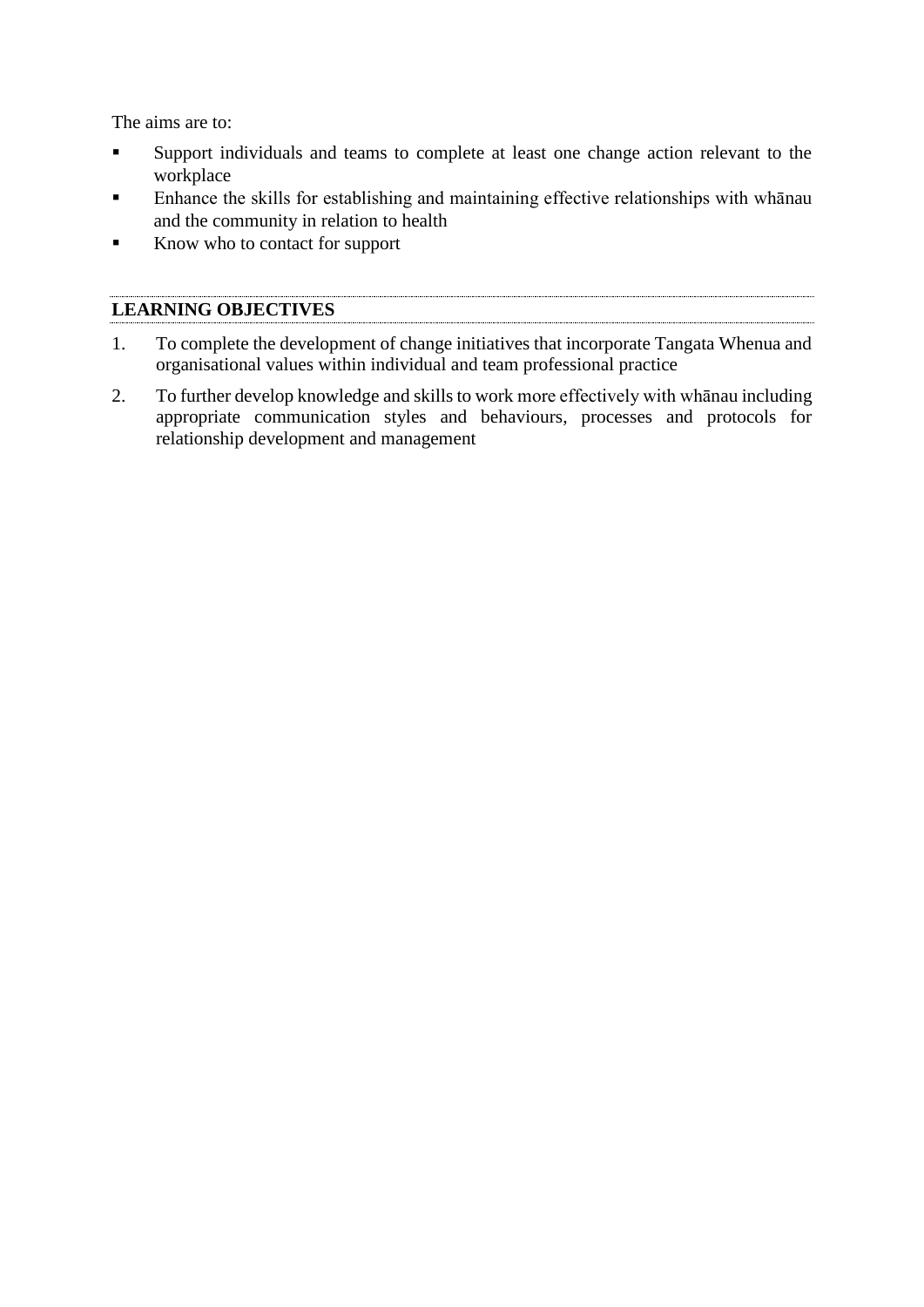The aims are to:

- Support individuals and teams to complete at least one change action relevant to the workplace
- Enhance the skills for establishing and maintaining effective relationships with whānau and the community in relation to health
- Know who to contact for support

## LEARNING OBJECTIVES

1. To complete the development of change initiatives that incorporate Tangata Whenua and organisational values within individual and team professional practice
2. To further develop knowledge and skills to work more effectively with whānau including appropriate communication styles and behaviours, processes and protocols for relationship development and management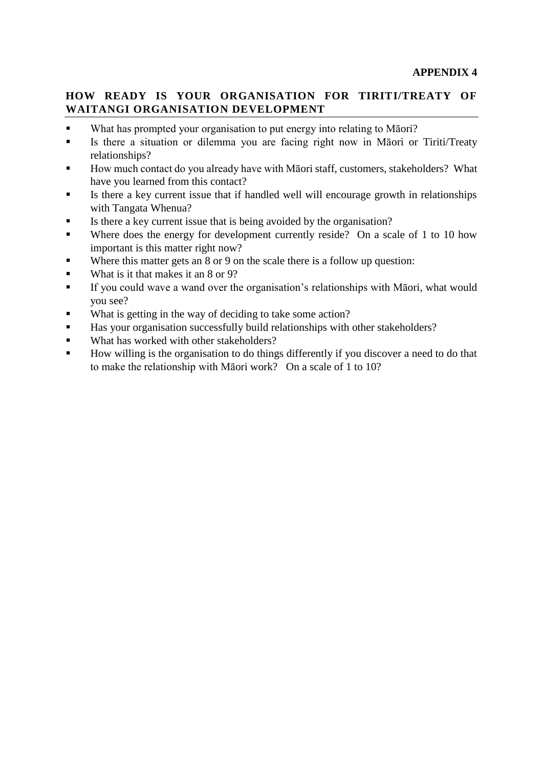**APPENDIX 4**

## HOW READY IS YOUR ORGANISATION FOR TIRITI/TREATY OF WAITANGI ORGANISATION DEVELOPMENT

- What has prompted your organisation to put energy into relating to Māori?
- Is there a situation or dilemma you are facing right now in Māori or Tiriti/Treaty relationships?
- How much contact do you already have with Māori staff, customers, stakeholders? What have you learned from this contact?
- Is there a key current issue that if handled well will encourage growth in relationships with Tangata Whenua?
- Is there a key current issue that is being avoided by the organisation?
- Where does the energy for development currently reside? On a scale of 1 to 10 how important is this matter right now?
- Where this matter gets an 8 or 9 on the scale there is a follow up question:
- What is it that makes it an 8 or 9?
- If you could wave a wand over the organisation's relationships with Māori, what would you see?
- What is getting in the way of deciding to take some action?
- Has your organisation successfully build relationships with other stakeholders?
- What has worked with other stakeholders?
- How willing is the organisation to do things differently if you discover a need to do that to make the relationship with Māori work? On a scale of 1 to 10?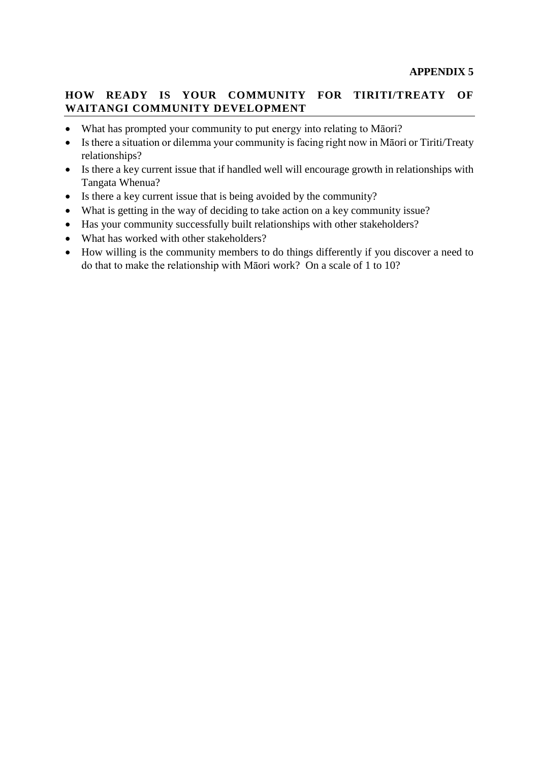**APPENDIX 5**

## HOW READY IS YOUR COMMUNITY FOR TIRITI/TREATY OF WAITANGI COMMUNITY DEVELOPMENT

- What has prompted your community to put energy into relating to Māori?
- Is there a situation or dilemma your community is facing right now in Māori or Tiriti/Treaty relationships?
- Is there a key current issue that if handled well will encourage growth in relationships with Tangata Whenua?
- Is there a key current issue that is being avoided by the community?
- What is getting in the way of deciding to take action on a key community issue?
- Has your community successfully built relationships with other stakeholders?
- What has worked with other stakeholders?
- How willing is the community members to do things differently if you discover a need to do that to make the relationship with Māori work? On a scale of 1 to 10?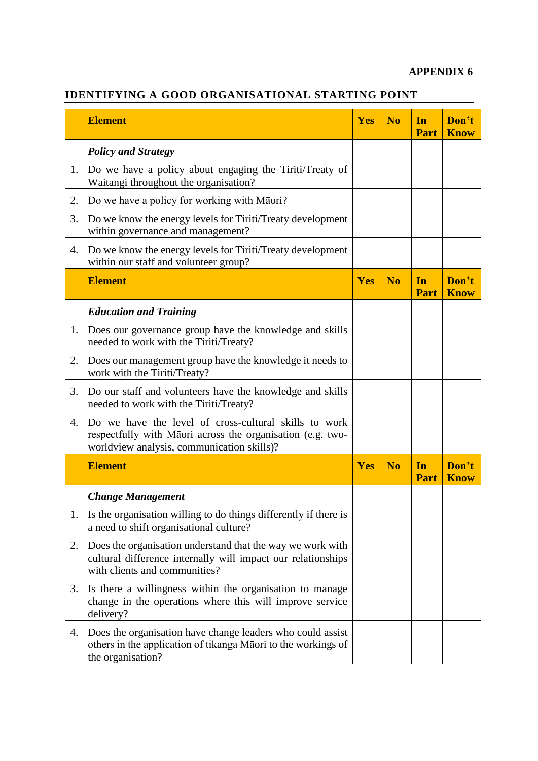**APPENDIX 6**

## IDENTIFYING A GOOD ORGANISATIONAL STARTING POINT

| | **Element** | **Yes** | **No** | **In Part** | **Don't Know** |
|---|---|---|---|---|---|
| | ***Policy and Strategy*** | | | | |
| 1. | Do we have a policy about engaging the Tiriti/Treaty of Waitangi throughout the organisation? | | | | |
| 2. | Do we have a policy for working with Māori? | | | | |
| 3. | Do we know the energy levels for Tiriti/Treaty development within governance and management? | | | | |
| 4. | Do we know the energy levels for Tiriti/Treaty development within our staff and volunteer group? | | | | |
| | **Element** | **Yes** | **No** | **In Part** | **Don't Know** |
| | ***Education and Training*** | | | | |
| 1. | Does our governance group have the knowledge and skills needed to work with the Tiriti/Treaty? | | | | |
| 2. | Does our management group have the knowledge it needs to work with the Tiriti/Treaty? | | | | |
| 3. | Do our staff and volunteers have the knowledge and skills needed to work with the Tiriti/Treaty? | | | | |
| 4. | Do we have the level of cross-cultural skills to work respectfully with Māori across the organisation (e.g. two-worldview analysis, communication skills)? | | | | |
| | **Element** | **Yes** | **No** | **In Part** | **Don't Know** |
| | ***Change Management*** | | | | |
| 1. | Is the organisation willing to do things differently if there is a need to shift organisational culture? | | | | |
| 2. | Does the organisation understand that the way we work with cultural difference internally will impact our relationships with clients and communities? | | | | |
| 3. | Is there a willingness within the organisation to manage change in the operations where this will improve service delivery? | | | | |
| 4. | Does the organisation have change leaders who could assist others in the application of tikanga Māori to the workings of the organisation? | | | | |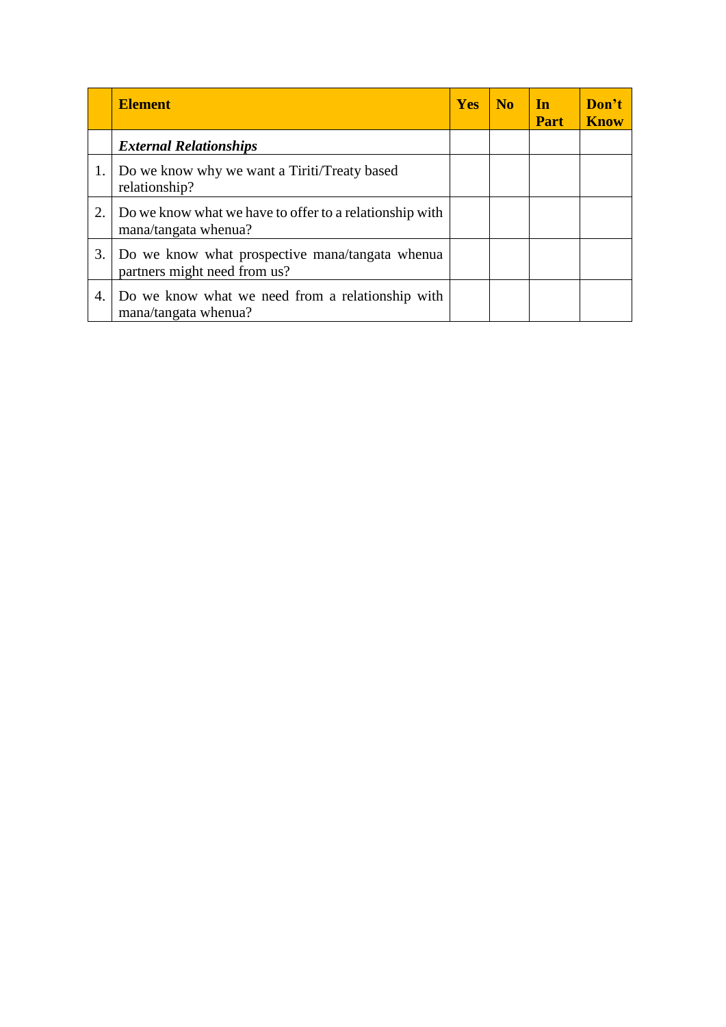| | **Element** | **Yes** | **No** | **In Part** | **Don't Know** |
|---|---|---|---|---|---|
| | ***External Relationships*** | | | | |
| 1. | Do we know why we want a Tiriti/Treaty based relationship? | | | | |
| 2. | Do we know what we have to offer to a relationship with mana/tangata whenua? | | | | |
| 3. | Do we know what prospective mana/tangata whenua partners might need from us? | | | | |
| 4. | Do we know what we need from a relationship with mana/tangata whenua? | | | | |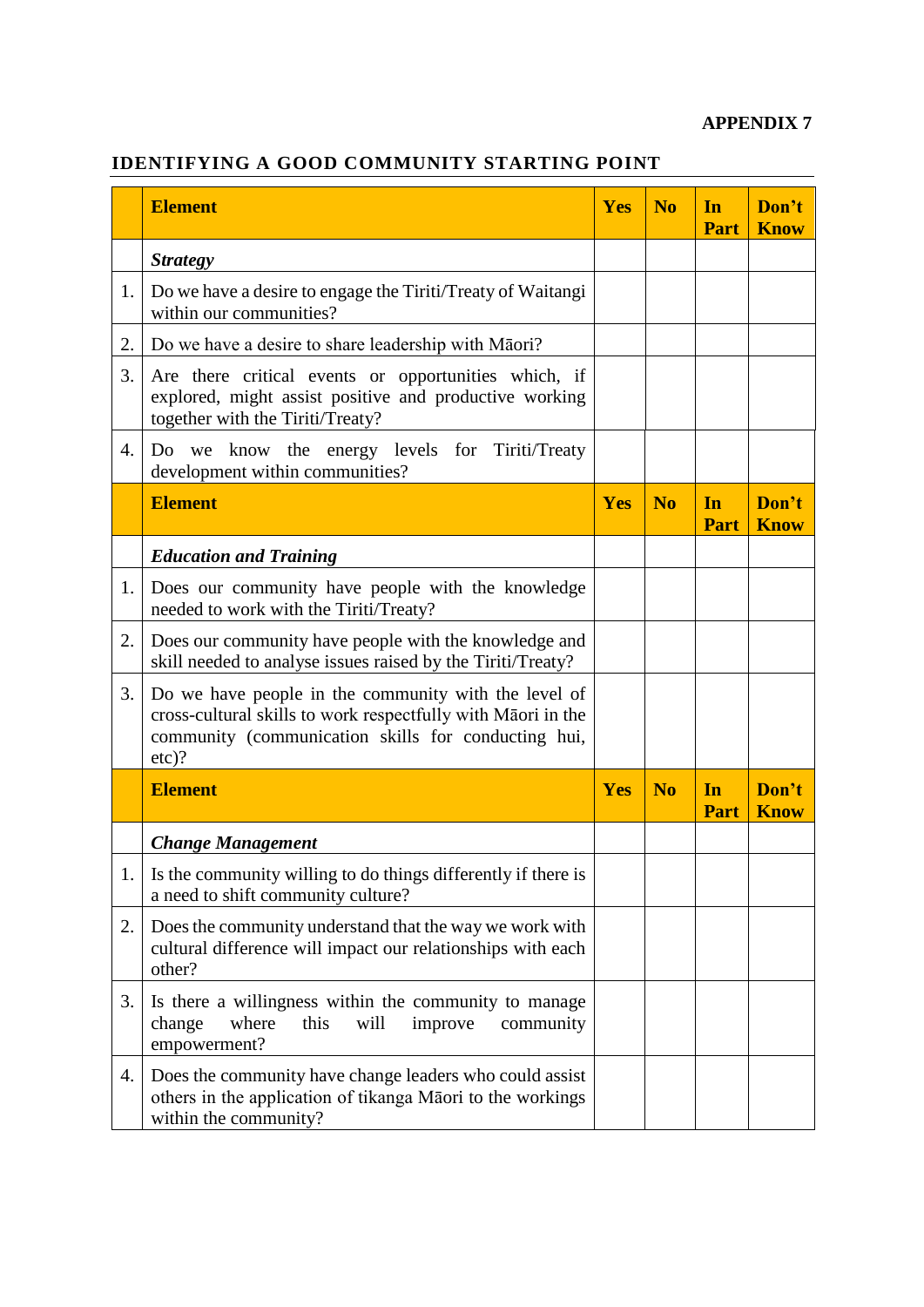**APPENDIX 7**

## IDENTIFYING A GOOD COMMUNITY STARTING POINT

| | **Element** | **Yes** | **No** | **In Part** | **Don't Know** |
|---|---|---|---|---|---|
| | ***Strategy*** | | | | |
| 1. | Do we have a desire to engage the Tiriti/Treaty of Waitangi within our communities? | | | | |
| 2. | Do we have a desire to share leadership with Māori? | | | | |
| 3. | Are there critical events or opportunities which, if explored, might assist positive and productive working together with the Tiriti/Treaty? | | | | |
| 4. | Do we know the energy levels for Tiriti/Treaty development within communities? | | | | |
| | **Element** | **Yes** | **No** | **In Part** | **Don't Know** |
| | ***Education and Training*** | | | | |
| 1. | Does our community have people with the knowledge needed to work with the Tiriti/Treaty? | | | | |
| 2. | Does our community have people with the knowledge and skill needed to analyse issues raised by the Tiriti/Treaty? | | | | |
| 3. | Do we have people in the community with the level of cross-cultural skills to work respectfully with Māori in the community (communication skills for conducting hui, etc)? | | | | |
| | **Element** | **Yes** | **No** | **In Part** | **Don't Know** |
| | ***Change Management*** | | | | |
| 1. | Is the community willing to do things differently if there is a need to shift community culture? | | | | |
| 2. | Does the community understand that the way we work with cultural difference will impact our relationships with each other? | | | | |
| 3. | Is there a willingness within the community to manage change where this will improve community empowerment? | | | | |
| 4. | Does the community have change leaders who could assist others in the application of tikanga Māori to the workings within the community? | | | | |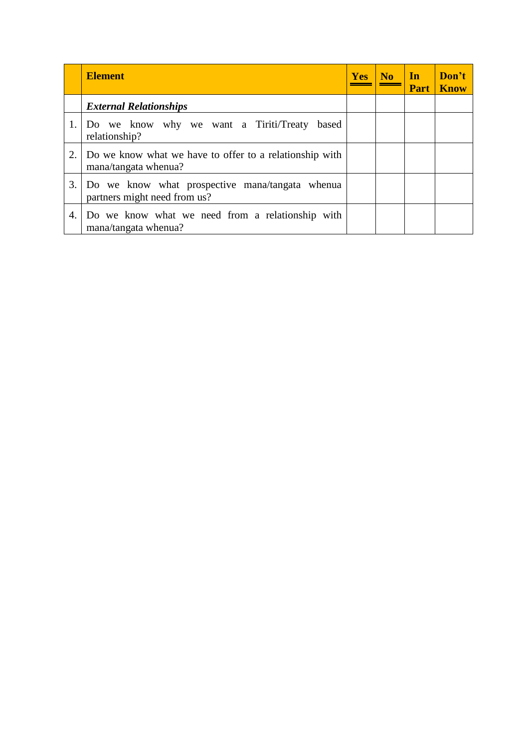| | **Element** | **Yes** | **No** | **In Part** | **Don't Know** |
|---|---|---|---|---|---|
| | ***External Relationships*** | | | | |
| 1. | Do we know why we want a Tiriti/Treaty based relationship? | | | | |
| 2. | Do we know what we have to offer to a relationship with mana/tangata whenua? | | | | |
| 3. | Do we know what prospective mana/tangata whenua partners might need from us? | | | | |
| 4. | Do we know what we need from a relationship with mana/tangata whenua? | | | | |